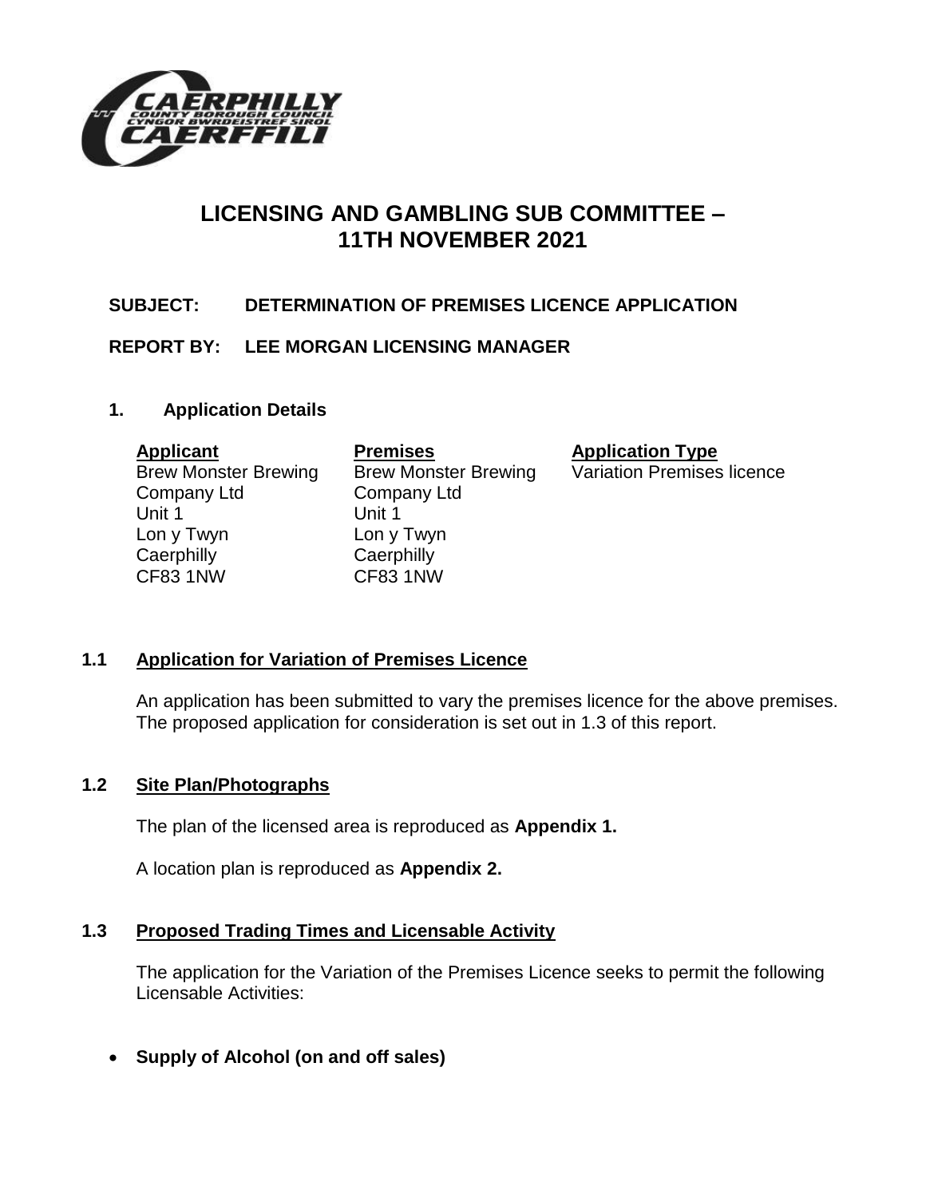# LICENSING AND GAMBLING SUB COMMITTEE – 11TH NOVEMBER 2021

**SUBJECT: DETERMINATION OF PREMISES LICENCE APPLICATION**

**REPORT BY: LEE MORGAN LICENSING MANAGER**

## 1. Application Details

| **Applicant** | **Premises** | **Application Type** |
|---|---|---|
| Brew Monster Brewing Company Ltd<br>Unit 1<br>Lon y Twyn<br>Caerphilly<br>CF83 1NW | Brew Monster Brewing Company Ltd<br>Unit 1<br>Lon y Twyn<br>Caerphilly<br>CF83 1NW | Variation Premises licence |

### 1.1 Application for Variation of Premises Licence

An application has been submitted to vary the premises licence for the above premises. The proposed application for consideration is set out in 1.3 of this report.

### 1.2 Site Plan/Photographs

The plan of the licensed area is reproduced as **Appendix 1.**

A location plan is reproduced as **Appendix 2.**

### 1.3 Proposed Trading Times and Licensable Activity

The application for the Variation of the Premises Licence seeks to permit the following Licensable Activities:

- **Supply of Alcohol (on and off sales)**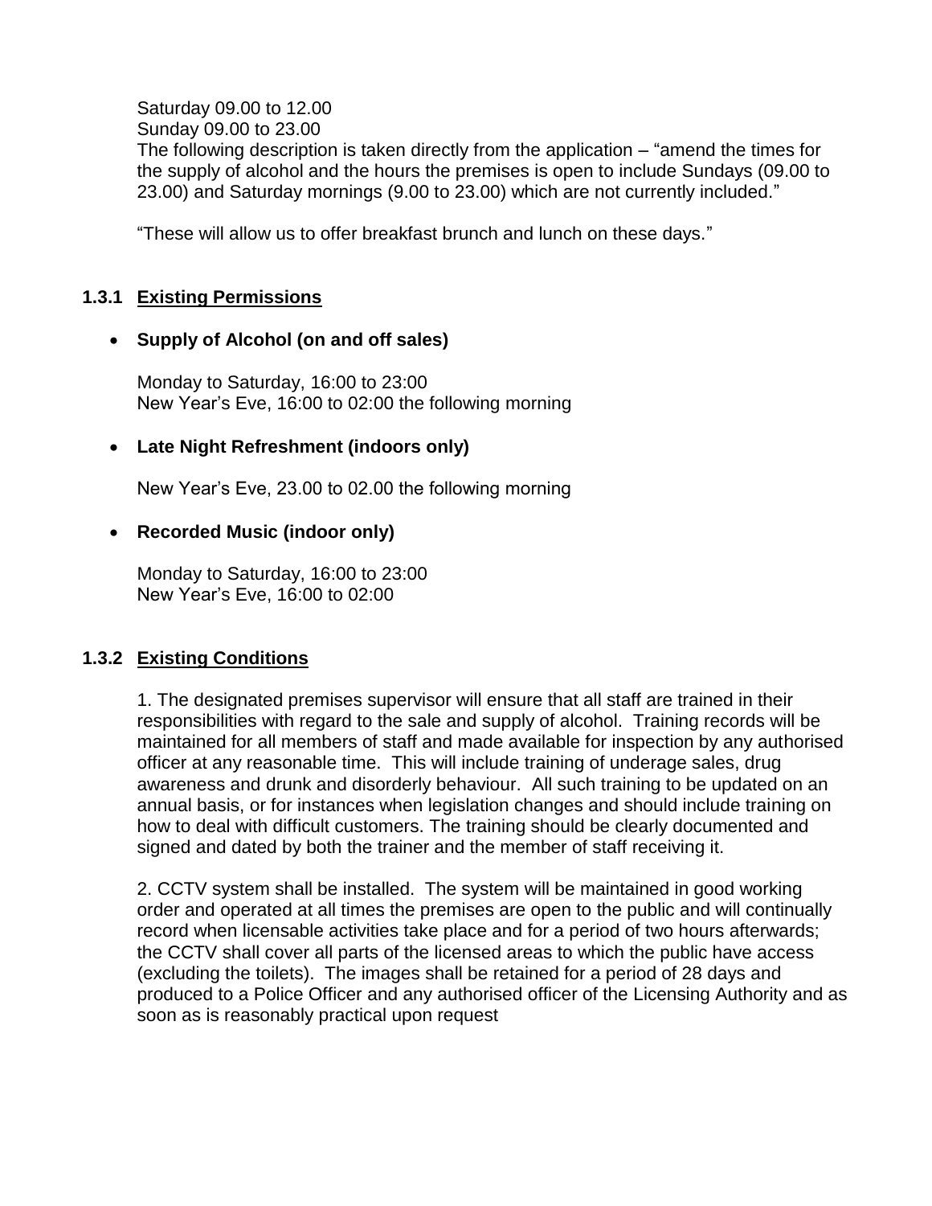Saturday 09.00 to 12.00
Sunday 09.00 to 23.00
The following description is taken directly from the application – "amend the times for the supply of alcohol and the hours the premises is open to include Sundays (09.00 to 23.00) and Saturday mornings (9.00 to 23.00) which are not currently included."

"These will allow us to offer breakfast brunch and lunch on these days."

### 1.3.1 Existing Permissions

- **Supply of Alcohol (on and off sales)**

  Monday to Saturday, 16:00 to 23:00
  New Year's Eve, 16:00 to 02:00 the following morning

- **Late Night Refreshment (indoors only)**

  New Year's Eve, 23.00 to 02.00 the following morning

- **Recorded Music (indoor only)**

  Monday to Saturday, 16:00 to 23:00
  New Year's Eve, 16:00 to 02:00

### 1.3.2 Existing Conditions

1. The designated premises supervisor will ensure that all staff are trained in their responsibilities with regard to the sale and supply of alcohol. Training records will be maintained for all members of staff and made available for inspection by any authorised officer at any reasonable time. This will include training of underage sales, drug awareness and drunk and disorderly behaviour. All such training to be updated on an annual basis, or for instances when legislation changes and should include training on how to deal with difficult customers. The training should be clearly documented and signed and dated by both the trainer and the member of staff receiving it.

2. CCTV system shall be installed. The system will be maintained in good working order and operated at all times the premises are open to the public and will continually record when licensable activities take place and for a period of two hours afterwards; the CCTV shall cover all parts of the licensed areas to which the public have access (excluding the toilets). The images shall be retained for a period of 28 days and produced to a Police Officer and any authorised officer of the Licensing Authority and as soon as is reasonably practical upon request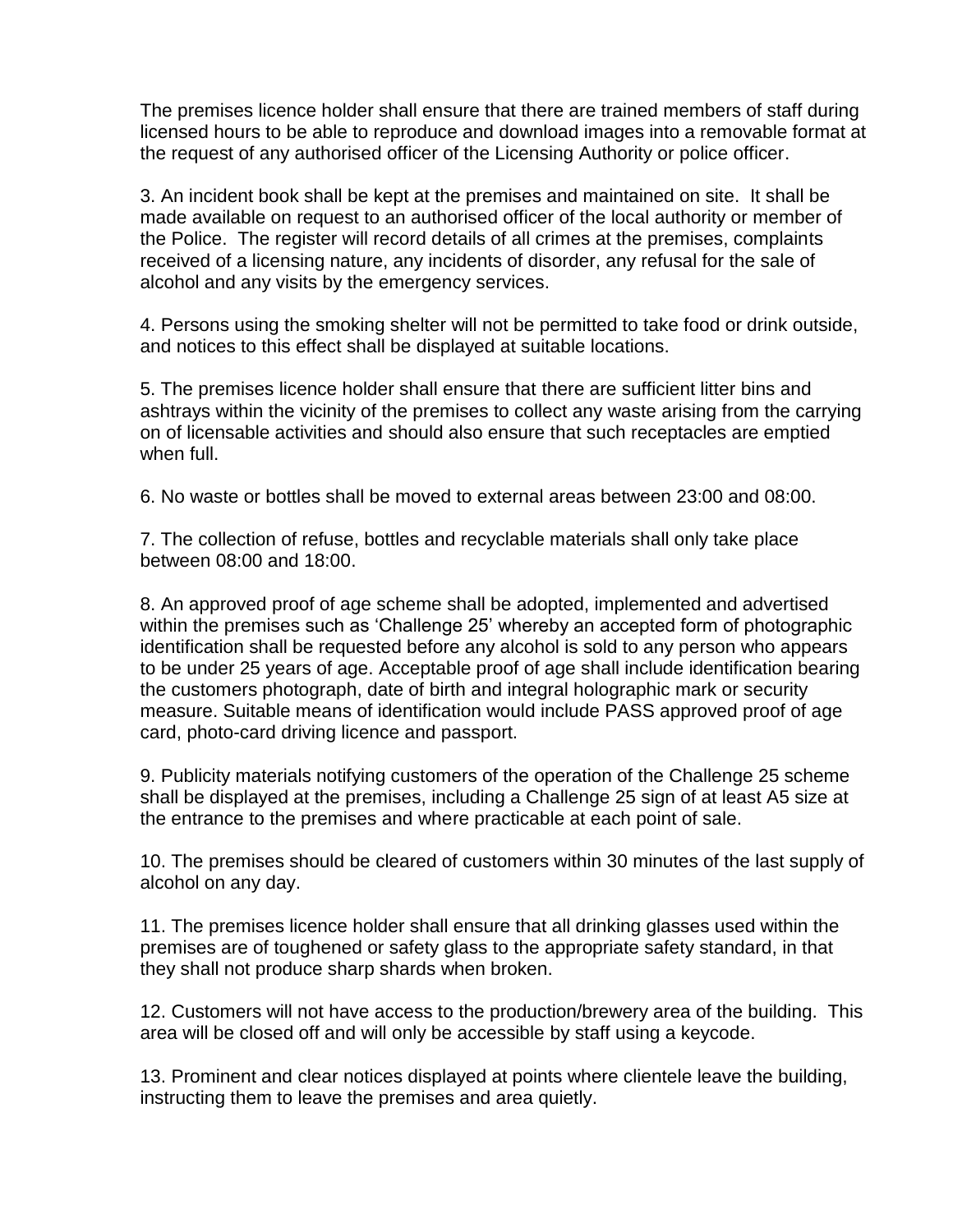The premises licence holder shall ensure that there are trained members of staff during licensed hours to be able to reproduce and download images into a removable format at the request of any authorised officer of the Licensing Authority or police officer.

3. An incident book shall be kept at the premises and maintained on site. It shall be made available on request to an authorised officer of the local authority or member of the Police. The register will record details of all crimes at the premises, complaints received of a licensing nature, any incidents of disorder, any refusal for the sale of alcohol and any visits by the emergency services.

4. Persons using the smoking shelter will not be permitted to take food or drink outside, and notices to this effect shall be displayed at suitable locations.

5. The premises licence holder shall ensure that there are sufficient litter bins and ashtrays within the vicinity of the premises to collect any waste arising from the carrying on of licensable activities and should also ensure that such receptacles are emptied when full.

6. No waste or bottles shall be moved to external areas between 23:00 and 08:00.

7. The collection of refuse, bottles and recyclable materials shall only take place between 08:00 and 18:00.

8. An approved proof of age scheme shall be adopted, implemented and advertised within the premises such as 'Challenge 25' whereby an accepted form of photographic identification shall be requested before any alcohol is sold to any person who appears to be under 25 years of age. Acceptable proof of age shall include identification bearing the customers photograph, date of birth and integral holographic mark or security measure. Suitable means of identification would include PASS approved proof of age card, photo-card driving licence and passport.

9. Publicity materials notifying customers of the operation of the Challenge 25 scheme shall be displayed at the premises, including a Challenge 25 sign of at least A5 size at the entrance to the premises and where practicable at each point of sale.

10. The premises should be cleared of customers within 30 minutes of the last supply of alcohol on any day.

11. The premises licence holder shall ensure that all drinking glasses used within the premises are of toughened or safety glass to the appropriate safety standard, in that they shall not produce sharp shards when broken.

12. Customers will not have access to the production/brewery area of the building. This area will be closed off and will only be accessible by staff using a keycode.

13. Prominent and clear notices displayed at points where clientele leave the building, instructing them to leave the premises and area quietly.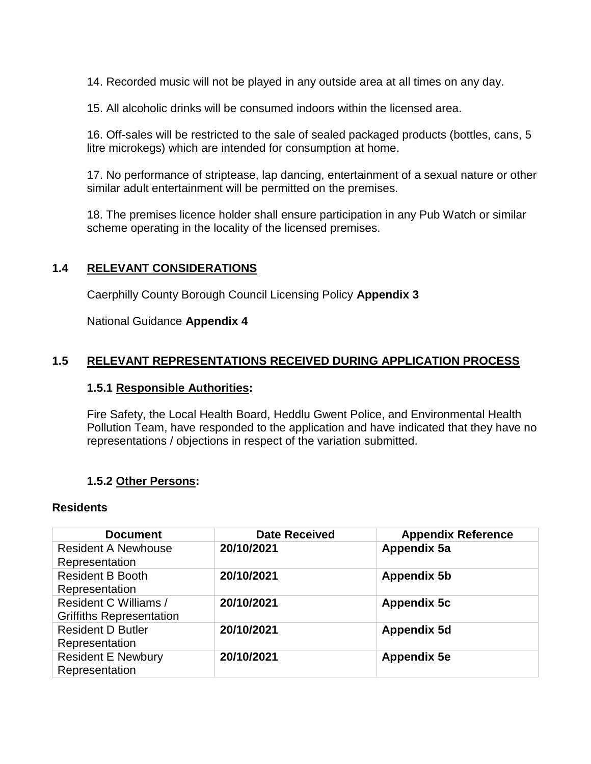14. Recorded music will not be played in any outside area at all times on any day.

15. All alcoholic drinks will be consumed indoors within the licensed area.

16. Off-sales will be restricted to the sale of sealed packaged products (bottles, cans, 5 litre microkegs) which are intended for consumption at home.

17. No performance of striptease, lap dancing, entertainment of a sexual nature or other similar adult entertainment will be permitted on the premises.

18. The premises licence holder shall ensure participation in any Pub Watch or similar scheme operating in the locality of the licensed premises.

## 1.4 RELEVANT CONSIDERATIONS

Caerphilly County Borough Council Licensing Policy **Appendix 3**

National Guidance **Appendix 4**

## 1.5 RELEVANT REPRESENTATIONS RECEIVED DURING APPLICATION PROCESS

### 1.5.1 Responsible Authorities:

Fire Safety, the Local Health Board, Heddlu Gwent Police, and Environmental Health Pollution Team, have responded to the application and have indicated that they have no representations / objections in respect of the variation submitted.

### 1.5.2 Other Persons:

**Residents**

| Document | Date Received | Appendix Reference |
|---|---|---|
| Resident A Newhouse Representation | **20/10/2021** | **Appendix 5a** |
| Resident B Booth Representation | **20/10/2021** | **Appendix 5b** |
| Resident C Williams / Griffiths Representation | **20/10/2021** | **Appendix 5c** |
| Resident D Butler Representation | **20/10/2021** | **Appendix 5d** |
| Resident E Newbury Representation | **20/10/2021** | **Appendix 5e** |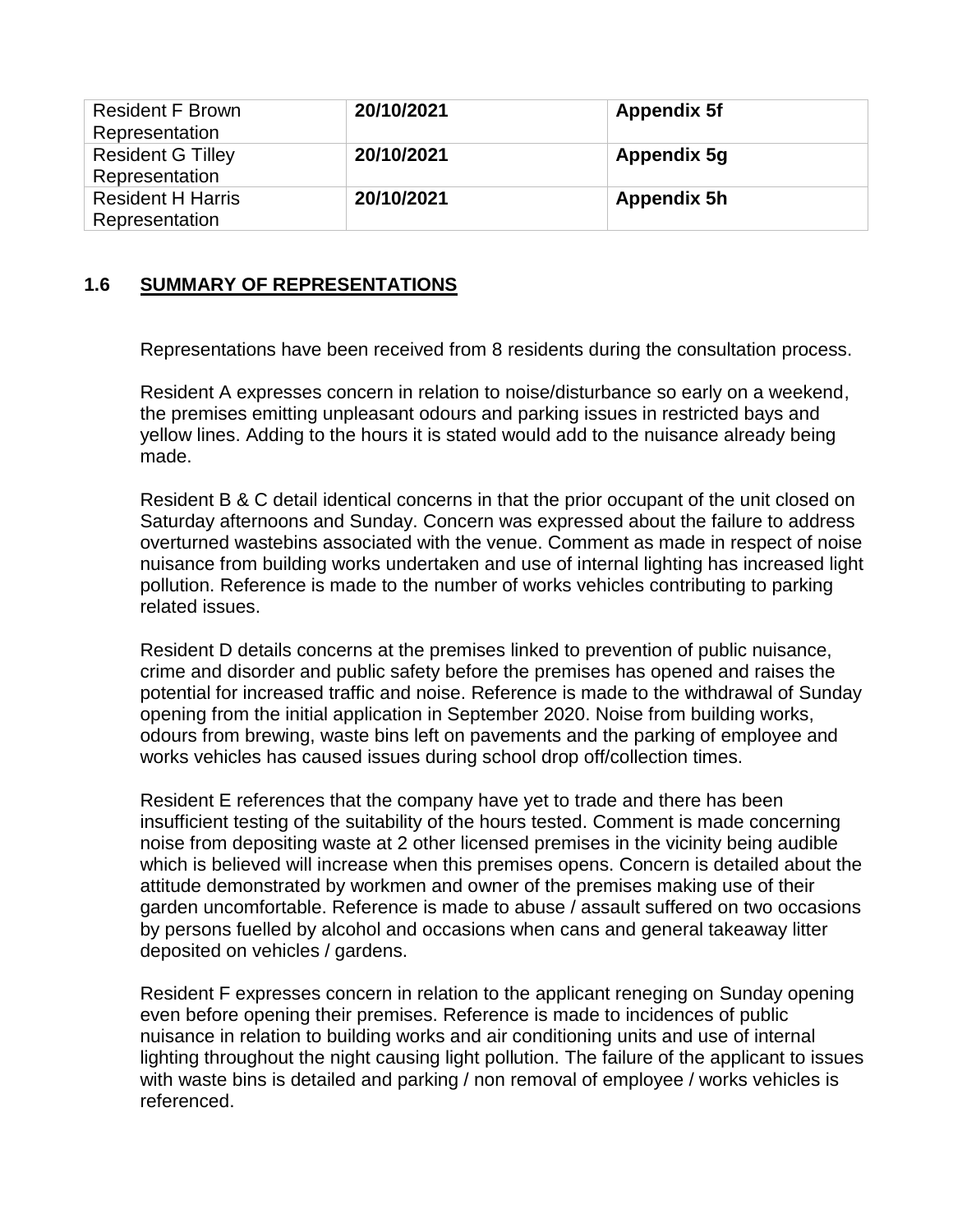| | | |
|---|---|---|
| Resident F Brown Representation | **20/10/2021** | **Appendix 5f** |
| Resident G Tilley Representation | **20/10/2021** | **Appendix 5g** |
| Resident H Harris Representation | **20/10/2021** | **Appendix 5h** |

## 1.6 SUMMARY OF REPRESENTATIONS

Representations have been received from 8 residents during the consultation process.

Resident A expresses concern in relation to noise/disturbance so early on a weekend, the premises emitting unpleasant odours and parking issues in restricted bays and yellow lines. Adding to the hours it is stated would add to the nuisance already being made.

Resident B & C detail identical concerns in that the prior occupant of the unit closed on Saturday afternoons and Sunday. Concern was expressed about the failure to address overturned wastebins associated with the venue. Comment as made in respect of noise nuisance from building works undertaken and use of internal lighting has increased light pollution. Reference is made to the number of works vehicles contributing to parking related issues.

Resident D details concerns at the premises linked to prevention of public nuisance, crime and disorder and public safety before the premises has opened and raises the potential for increased traffic and noise. Reference is made to the withdrawal of Sunday opening from the initial application in September 2020. Noise from building works, odours from brewing, waste bins left on pavements and the parking of employee and works vehicles has caused issues during school drop off/collection times.

Resident E references that the company have yet to trade and there has been insufficient testing of the suitability of the hours tested. Comment is made concerning noise from depositing waste at 2 other licensed premises in the vicinity being audible which is believed will increase when this premises opens. Concern is detailed about the attitude demonstrated by workmen and owner of the premises making use of their garden uncomfortable. Reference is made to abuse / assault suffered on two occasions by persons fuelled by alcohol and occasions when cans and general takeaway litter deposited on vehicles / gardens.

Resident F expresses concern in relation to the applicant reneging on Sunday opening even before opening their premises. Reference is made to incidences of public nuisance in relation to building works and air conditioning units and use of internal lighting throughout the night causing light pollution. The failure of the applicant to issues with waste bins is detailed and parking / non removal of employee / works vehicles is referenced.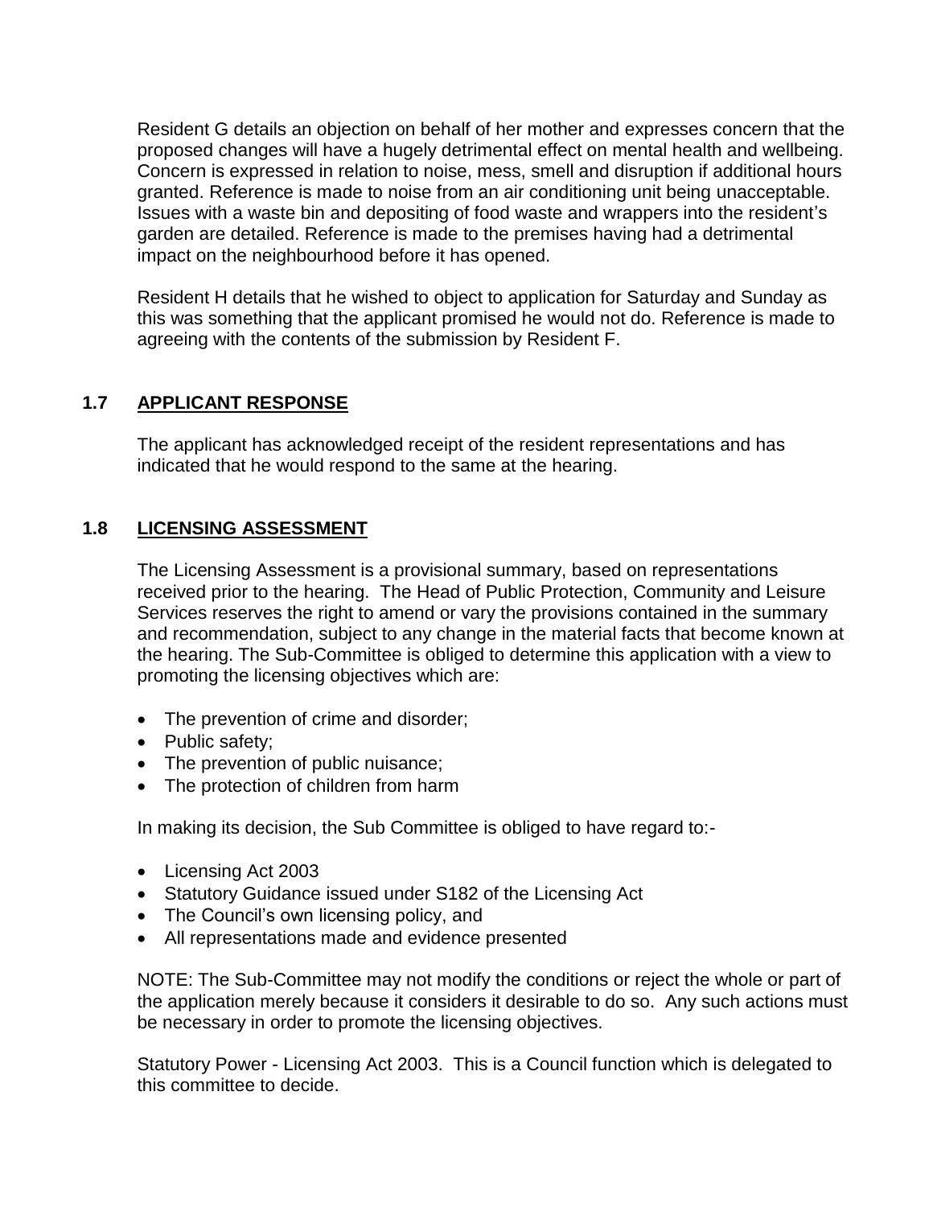Resident G details an objection on behalf of her mother and expresses concern that the proposed changes will have a hugely detrimental effect on mental health and wellbeing. Concern is expressed in relation to noise, mess, smell and disruption if additional hours granted. Reference is made to noise from an air conditioning unit being unacceptable. Issues with a waste bin and depositing of food waste and wrappers into the resident's garden are detailed. Reference is made to the premises having had a detrimental impact on the neighbourhood before it has opened.

Resident H details that he wished to object to application for Saturday and Sunday as this was something that the applicant promised he would not do. Reference is made to agreeing with the contents of the submission by Resident F.

## 1.7 APPLICANT RESPONSE

The applicant has acknowledged receipt of the resident representations and has indicated that he would respond to the same at the hearing.

## 1.8 LICENSING ASSESSMENT

The Licensing Assessment is a provisional summary, based on representations received prior to the hearing. The Head of Public Protection, Community and Leisure Services reserves the right to amend or vary the provisions contained in the summary and recommendation, subject to any change in the material facts that become known at the hearing. The Sub-Committee is obliged to determine this application with a view to promoting the licensing objectives which are:

- The prevention of crime and disorder;
- Public safety;
- The prevention of public nuisance;
- The protection of children from harm

In making its decision, the Sub Committee is obliged to have regard to:-

- Licensing Act 2003
- Statutory Guidance issued under S182 of the Licensing Act
- The Council's own licensing policy, and
- All representations made and evidence presented

NOTE: The Sub-Committee may not modify the conditions or reject the whole or part of the application merely because it considers it desirable to do so. Any such actions must be necessary in order to promote the licensing objectives.

Statutory Power - Licensing Act 2003. This is a Council function which is delegated to this committee to decide.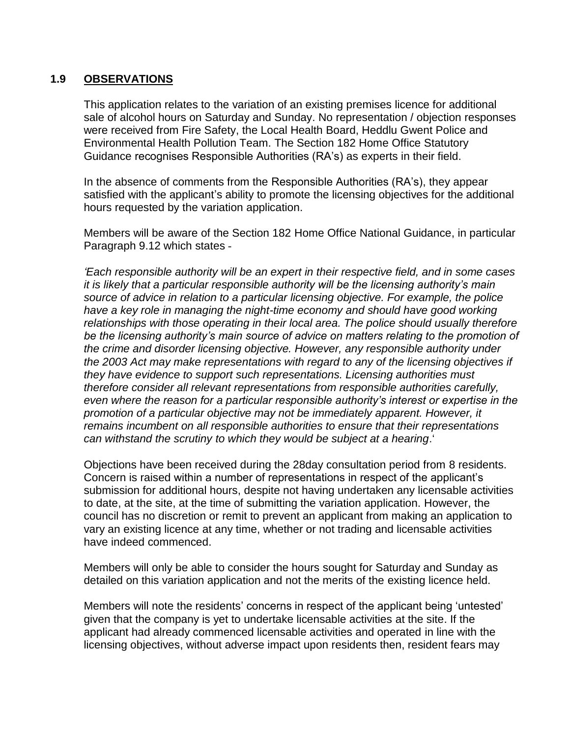## 1.9 OBSERVATIONS

This application relates to the variation of an existing premises licence for additional sale of alcohol hours on Saturday and Sunday. No representation / objection responses were received from Fire Safety, the Local Health Board, Heddlu Gwent Police and Environmental Health Pollution Team. The Section 182 Home Office Statutory Guidance recognises Responsible Authorities (RA's) as experts in their field.

In the absence of comments from the Responsible Authorities (RA's), they appear satisfied with the applicant's ability to promote the licensing objectives for the additional hours requested by the variation application.

Members will be aware of the Section 182 Home Office National Guidance, in particular Paragraph 9.12 which states -

*'Each responsible authority will be an expert in their respective field, and in some cases it is likely that a particular responsible authority will be the licensing authority's main source of advice in relation to a particular licensing objective. For example, the police have a key role in managing the night-time economy and should have good working relationships with those operating in their local area. The police should usually therefore be the licensing authority's main source of advice on matters relating to the promotion of the crime and disorder licensing objective. However, any responsible authority under the 2003 Act may make representations with regard to any of the licensing objectives if they have evidence to support such representations. Licensing authorities must therefore consider all relevant representations from responsible authorities carefully, even where the reason for a particular responsible authority's interest or expertise in the promotion of a particular objective may not be immediately apparent. However, it remains incumbent on all responsible authorities to ensure that their representations can withstand the scrutiny to which they would be subject at a hearing*.'

Objections have been received during the 28day consultation period from 8 residents. Concern is raised within a number of representations in respect of the applicant's submission for additional hours, despite not having undertaken any licensable activities to date, at the site, at the time of submitting the variation application. However, the council has no discretion or remit to prevent an applicant from making an application to vary an existing licence at any time, whether or not trading and licensable activities have indeed commenced.

Members will only be able to consider the hours sought for Saturday and Sunday as detailed on this variation application and not the merits of the existing licence held.

Members will note the residents' concerns in respect of the applicant being 'untested' given that the company is yet to undertake licensable activities at the site. If the applicant had already commenced licensable activities and operated in line with the licensing objectives, without adverse impact upon residents then, resident fears may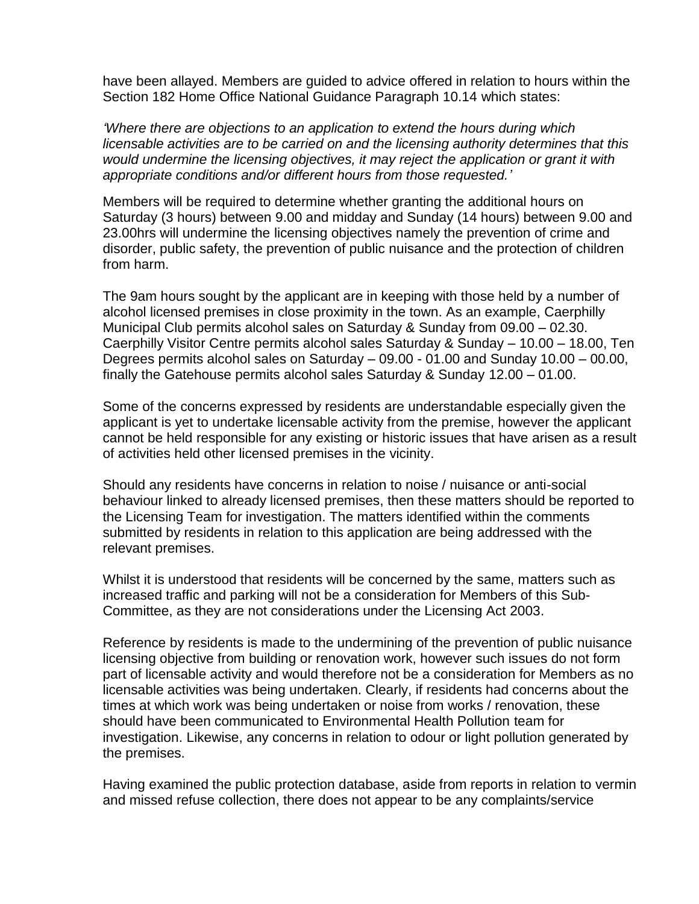have been allayed. Members are guided to advice offered in relation to hours within the Section 182 Home Office National Guidance Paragraph 10.14 which states:

*'Where there are objections to an application to extend the hours during which licensable activities are to be carried on and the licensing authority determines that this would undermine the licensing objectives, it may reject the application or grant it with appropriate conditions and/or different hours from those requested.'*

Members will be required to determine whether granting the additional hours on Saturday (3 hours) between 9.00 and midday and Sunday (14 hours) between 9.00 and 23.00hrs will undermine the licensing objectives namely the prevention of crime and disorder, public safety, the prevention of public nuisance and the protection of children from harm.

The 9am hours sought by the applicant are in keeping with those held by a number of alcohol licensed premises in close proximity in the town. As an example, Caerphilly Municipal Club permits alcohol sales on Saturday & Sunday from 09.00 – 02.30. Caerphilly Visitor Centre permits alcohol sales Saturday & Sunday – 10.00 – 18.00, Ten Degrees permits alcohol sales on Saturday – 09.00 - 01.00 and Sunday 10.00 – 00.00, finally the Gatehouse permits alcohol sales Saturday & Sunday 12.00 – 01.00.

Some of the concerns expressed by residents are understandable especially given the applicant is yet to undertake licensable activity from the premise, however the applicant cannot be held responsible for any existing or historic issues that have arisen as a result of activities held other licensed premises in the vicinity.

Should any residents have concerns in relation to noise / nuisance or anti-social behaviour linked to already licensed premises, then these matters should be reported to the Licensing Team for investigation. The matters identified within the comments submitted by residents in relation to this application are being addressed with the relevant premises.

Whilst it is understood that residents will be concerned by the same, matters such as increased traffic and parking will not be a consideration for Members of this Sub-Committee, as they are not considerations under the Licensing Act 2003.

Reference by residents is made to the undermining of the prevention of public nuisance licensing objective from building or renovation work, however such issues do not form part of licensable activity and would therefore not be a consideration for Members as no licensable activities was being undertaken. Clearly, if residents had concerns about the times at which work was being undertaken or noise from works / renovation, these should have been communicated to Environmental Health Pollution team for investigation. Likewise, any concerns in relation to odour or light pollution generated by the premises.

Having examined the public protection database, aside from reports in relation to vermin and missed refuse collection, there does not appear to be any complaints/service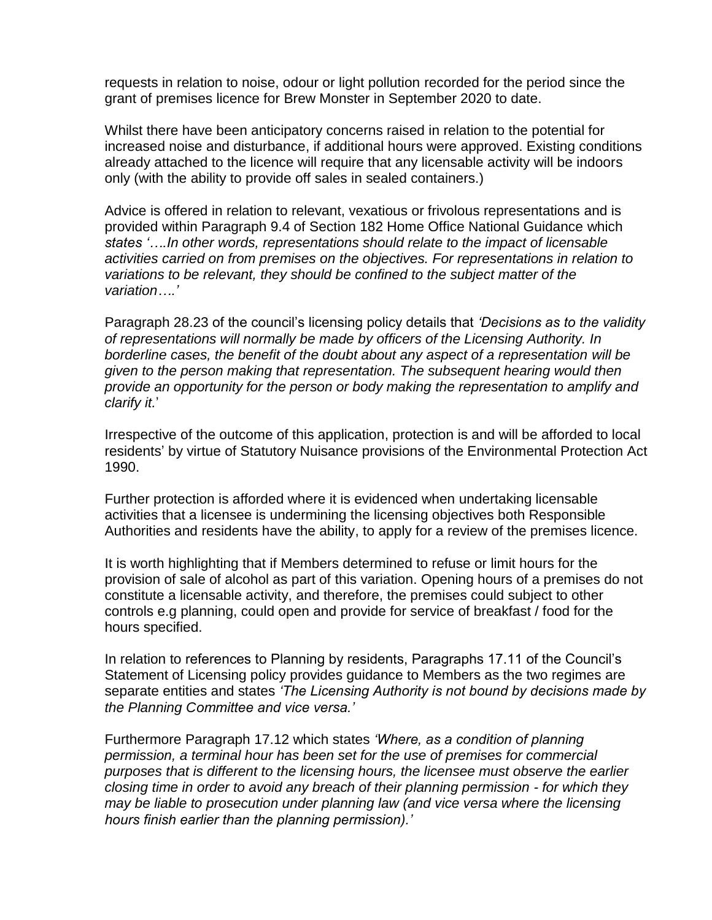requests in relation to noise, odour or light pollution recorded for the period since the grant of premises licence for Brew Monster in September 2020 to date.

Whilst there have been anticipatory concerns raised in relation to the potential for increased noise and disturbance, if additional hours were approved. Existing conditions already attached to the licence will require that any licensable activity will be indoors only (with the ability to provide off sales in sealed containers.)

Advice is offered in relation to relevant, vexatious or frivolous representations and is provided within Paragraph 9.4 of Section 182 Home Office National Guidance which *states '….In other words, representations should relate to the impact of licensable activities carried on from premises on the objectives. For representations in relation to variations to be relevant, they should be confined to the subject matter of the variation….'*

Paragraph 28.23 of the council's licensing policy details that *'Decisions as to the validity of representations will normally be made by officers of the Licensing Authority. In borderline cases, the benefit of the doubt about any aspect of a representation will be given to the person making that representation. The subsequent hearing would then provide an opportunity for the person or body making the representation to amplify and clarify it.*'

Irrespective of the outcome of this application, protection is and will be afforded to local residents' by virtue of Statutory Nuisance provisions of the Environmental Protection Act 1990.

Further protection is afforded where it is evidenced when undertaking licensable activities that a licensee is undermining the licensing objectives both Responsible Authorities and residents have the ability, to apply for a review of the premises licence.

It is worth highlighting that if Members determined to refuse or limit hours for the provision of sale of alcohol as part of this variation. Opening hours of a premises do not constitute a licensable activity, and therefore, the premises could subject to other controls e.g planning, could open and provide for service of breakfast / food for the hours specified.

In relation to references to Planning by residents, Paragraphs 17.11 of the Council's Statement of Licensing policy provides guidance to Members as the two regimes are separate entities and states *'The Licensing Authority is not bound by decisions made by the Planning Committee and vice versa.'*

Furthermore Paragraph 17.12 which states *'Where, as a condition of planning permission, a terminal hour has been set for the use of premises for commercial purposes that is different to the licensing hours, the licensee must observe the earlier closing time in order to avoid any breach of their planning permission - for which they may be liable to prosecution under planning law (and vice versa where the licensing hours finish earlier than the planning permission).'*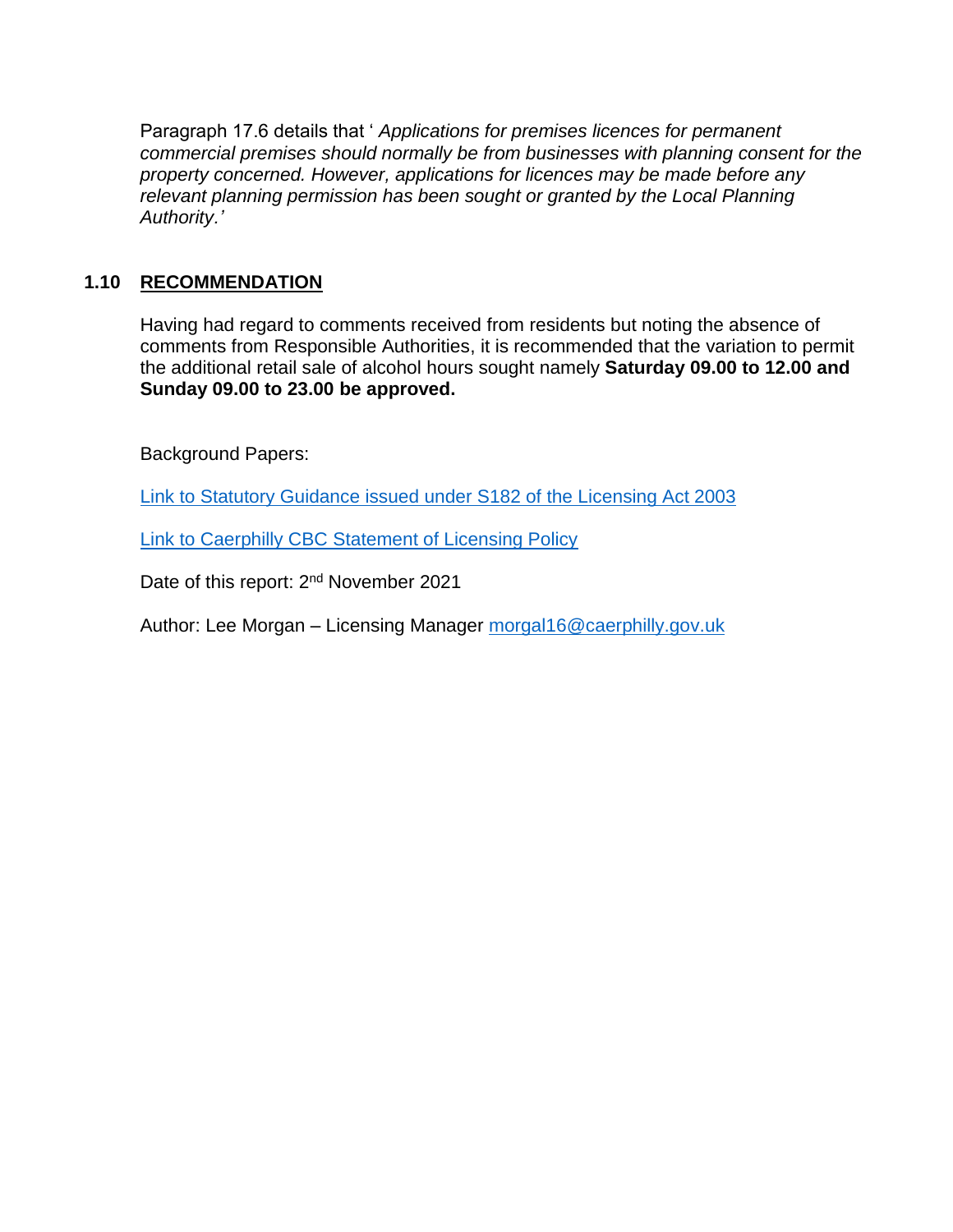Paragraph 17.6 details that ' *Applications for premises licences for permanent commercial premises should normally be from businesses with planning consent for the property concerned. However, applications for licences may be made before any relevant planning permission has been sought or granted by the Local Planning Authority*.'

## 1.10 RECOMMENDATION

Having had regard to comments received from residents but noting the absence of comments from Responsible Authorities, it is recommended that the variation to permit the additional retail sale of alcohol hours sought namely **Saturday 09.00 to 12.00 and Sunday 09.00 to 23.00 be approved.**

Background Papers:

Link to Statutory Guidance issued under S182 of the Licensing Act 2003

Link to Caerphilly CBC Statement of Licensing Policy

Date of this report: 2nd November 2021

Author: Lee Morgan – Licensing Manager morgal16@caerphilly.gov.uk